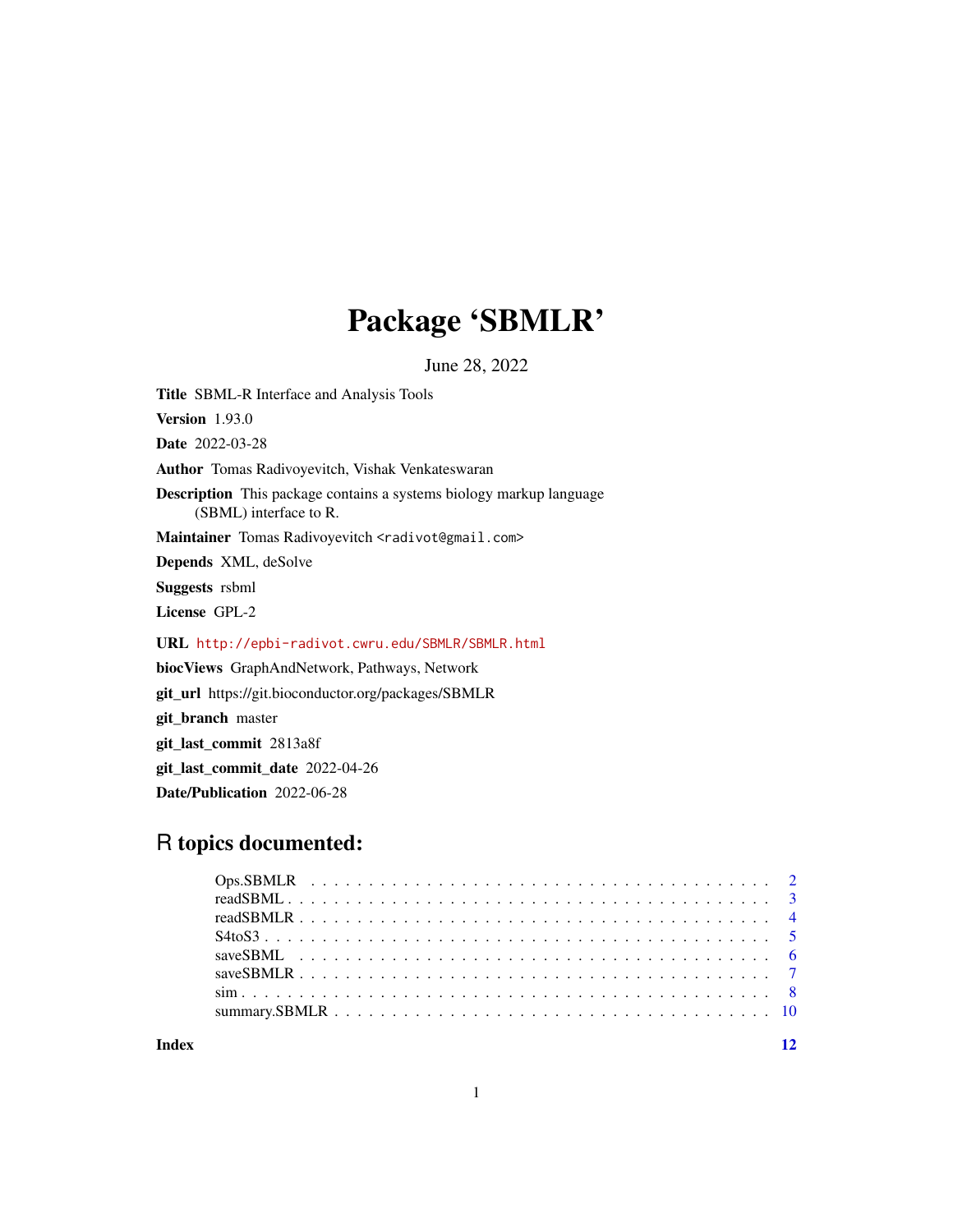# Package 'SBMLR'

June 28, 2022

**Title** SBML-R Interface and Analysis Tools

**Version** 1.93.0

**Date** 2022-03-28

**Author** Tomas Radivoyevitch, Vishak Venkateswaran

**Description** This package contains a systems biology markup language (SBML) interface to R.

**Maintainer** Tomas Radivoyevitch <radivot@gmail.com>

**Depends** XML, deSolve

**Suggests** rsbml

**License** GPL-2

**URL** http://epbi-radivot.cwru.edu/SBMLR/SBMLR.html

**biocViews** GraphAndNetwork, Pathways, Network

**git_url** https://git.bioconductor.org/packages/SBMLR

**git_branch** master

**git_last_commit** 2813a8f

**git_last_commit_date** 2022-04-26

**Date/Publication** 2022-06-28

## R topics documented:

| | |
|---|---|
| Ops.SBMLR | 2 |
| readSBML | 3 |
| readSBMLR | 4 |
| S4toS3 | 5 |
| saveSBML | 6 |
| saveSBMLR | 7 |
| sim | 8 |
| summary.SBMLR | 10 |

**Index** **12**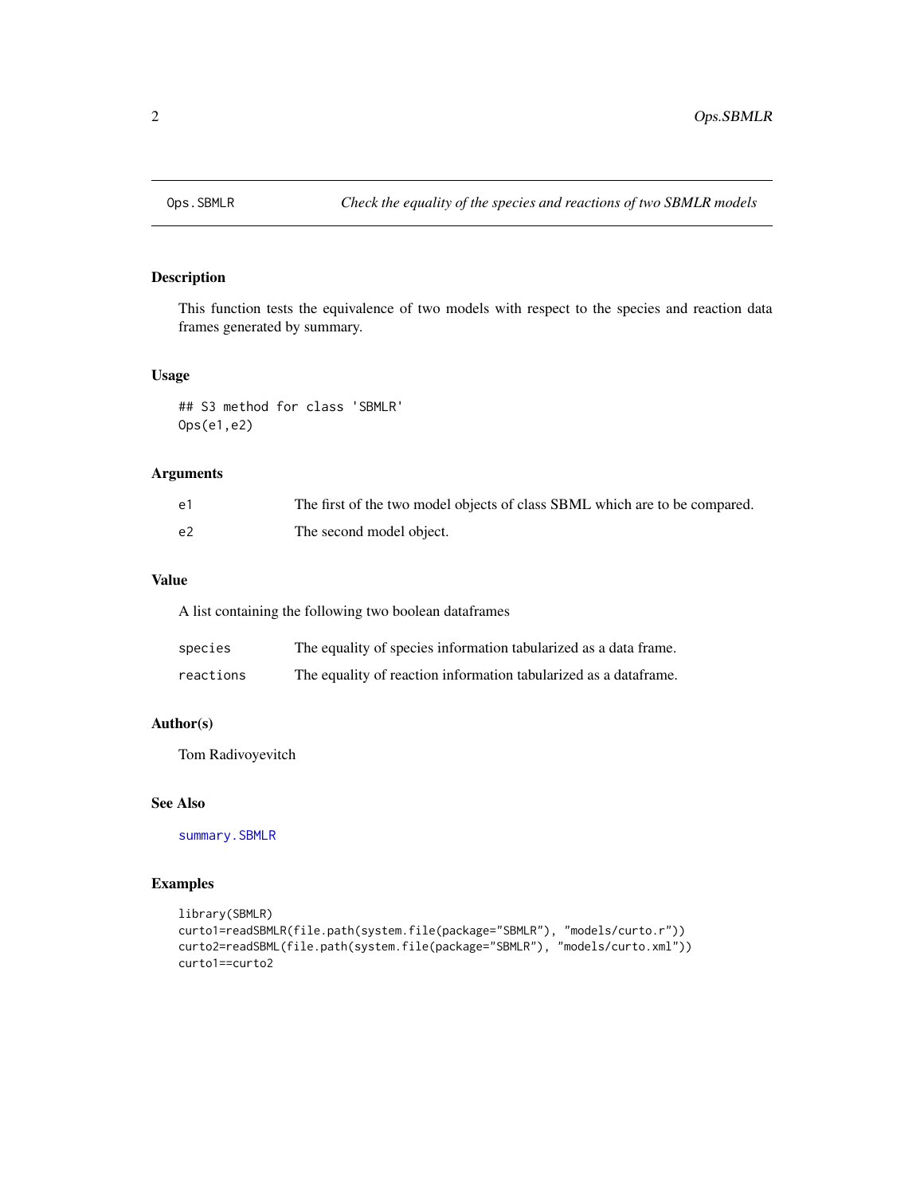Ops.SBMLR — *Check the equality of the species and reactions of two SBMLR models*

## Description

This function tests the equivalence of two models with respect to the species and reaction data frames generated by summary.

## Usage

```
## S3 method for class 'SBMLR'
Ops(e1,e2)
```

## Arguments

| | |
|---|---|
| e1 | The first of the two model objects of class SBML which are to be compared. |
| e2 | The second model object. |

## Value

A list containing the following two boolean dataframes

| | |
|---|---|
| species | The equality of species information tabularized as a data frame. |
| reactions | The equality of reaction information tabularized as a dataframe. |

## Author(s)

Tom Radivoyevitch

## See Also

summary.SBMLR

## Examples

```
library(SBMLR)
curto1=readSBMLR(file.path(system.file(package="SBMLR"), "models/curto.r"))
curto2=readSBML(file.path(system.file(package="SBMLR"), "models/curto.xml"))
curto1==curto2
```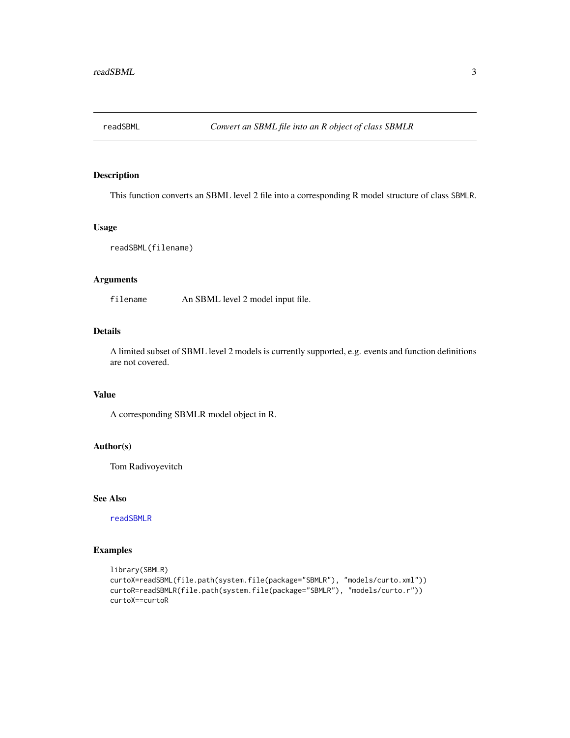# readSBML — *Convert an SBML file into an R object of class SBMLR*

## Description

This function converts an SBML level 2 file into a corresponding R model structure of class SBMLR.

## Usage

```
readSBML(filename)
```

## Arguments

| | |
|---|---|
| filename | An SBML level 2 model input file. |

## Details

A limited subset of SBML level 2 models is currently supported, e.g. events and function definitions are not covered.

## Value

A corresponding SBMLR model object in R.

## Author(s)

Tom Radivoyevitch

## See Also

readSBMLR

## Examples

```
library(SBMLR)
curtoX=readSBML(file.path(system.file(package="SBMLR"), "models/curto.xml"))
curtoR=readSBMLR(file.path(system.file(package="SBMLR"), "models/curto.r"))
curtoX==curtoR
```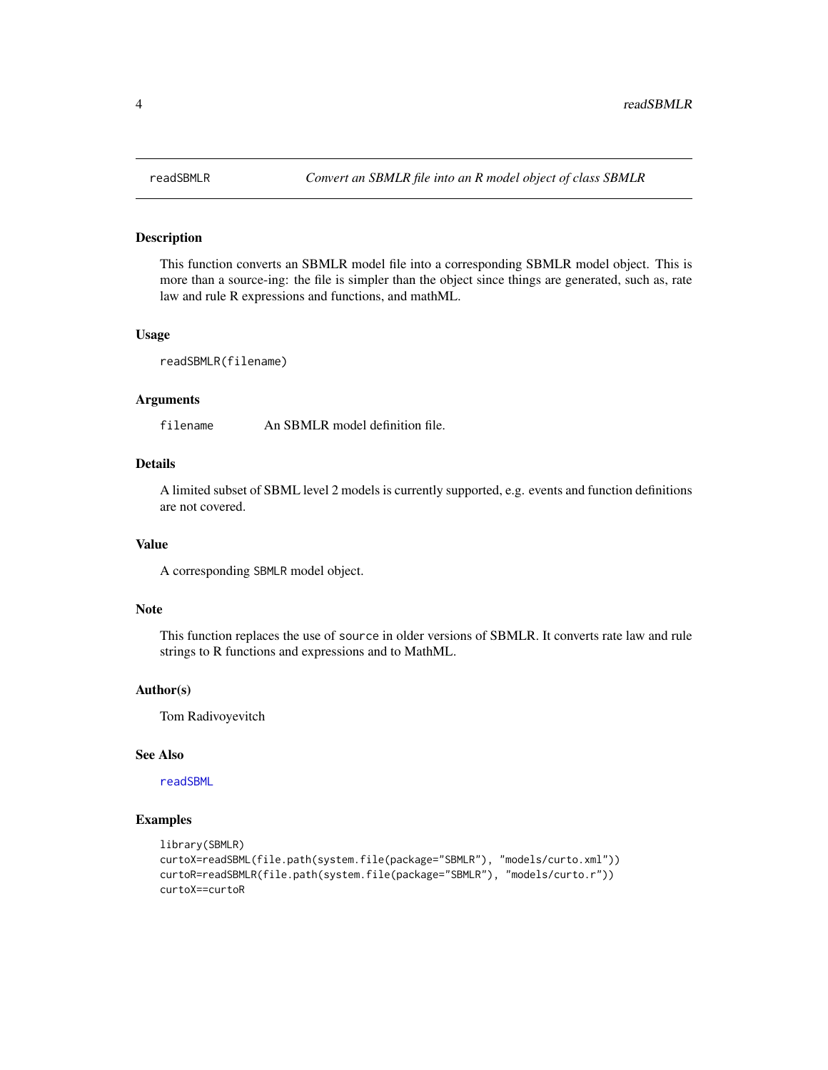readSBMLR — *Convert an SBMLR file into an R model object of class SBMLR*

### Description

This function converts an SBMLR model file into a corresponding SBMLR model object. This is more than a source-ing: the file is simpler than the object since things are generated, such as, rate law and rule R expressions and functions, and mathML.

### Usage

```
readSBMLR(filename)
```

### Arguments

| | |
|---|---|
| `filename` | An SBMLR model definition file. |

### Details

A limited subset of SBML level 2 models is currently supported, e.g. events and function definitions are not covered.

### Value

A corresponding `SBMLR` model object.

### Note

This function replaces the use of `source` in older versions of SBMLR. It converts rate law and rule strings to R functions and expressions and to MathML.

### Author(s)

Tom Radivoyevitch

### See Also

`readSBML`

### Examples

```
library(SBMLR)
curtoX=readSBML(file.path(system.file(package="SBMLR"), "models/curto.xml"))
curtoR=readSBMLR(file.path(system.file(package="SBMLR"), "models/curto.r"))
curtoX==curtoR
```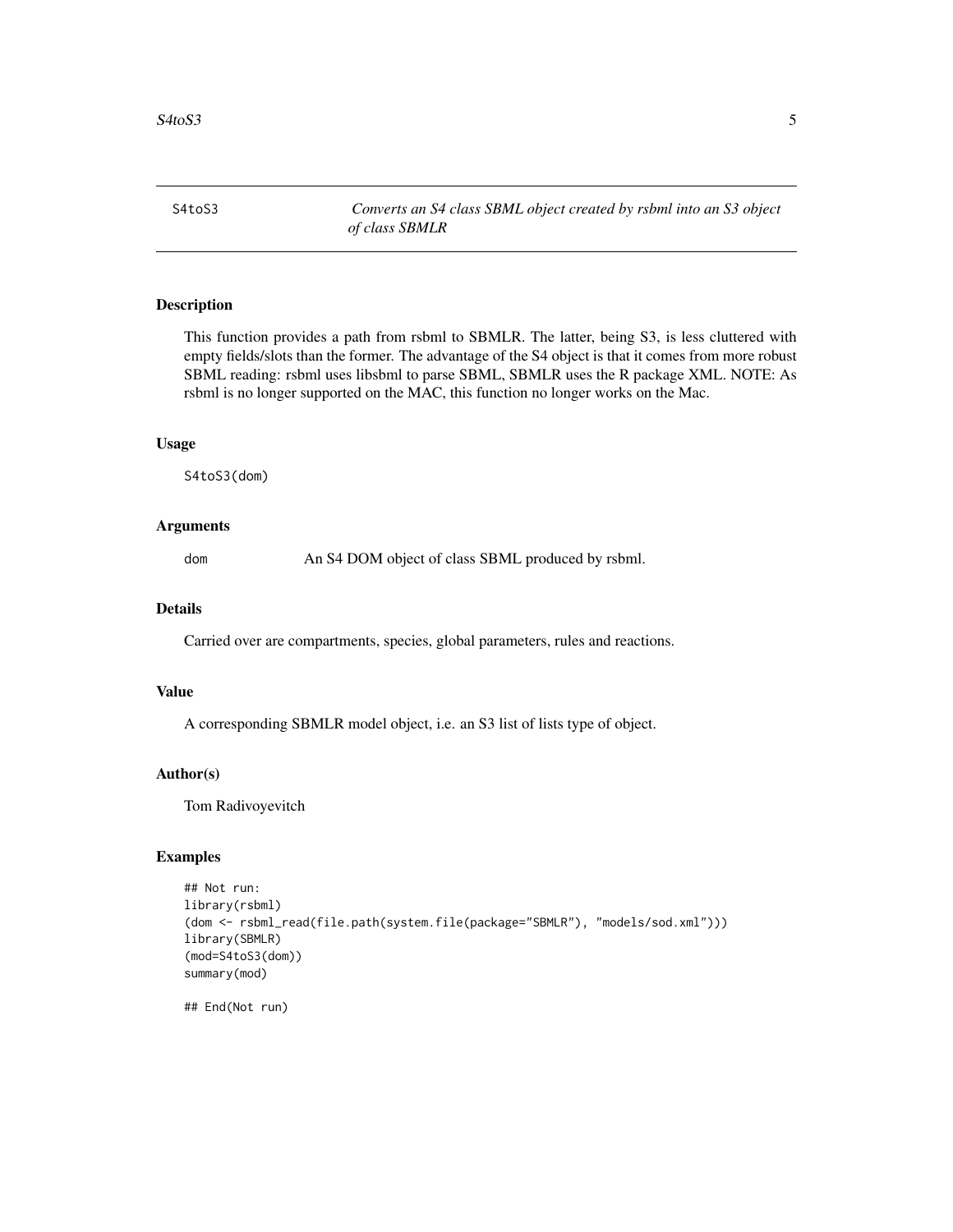# S4toS3 — *Converts an S4 class SBML object created by rsbml into an S3 object of class SBMLR*

## Description

This function provides a path from rsbml to SBMLR. The latter, being S3, is less cluttered with empty fields/slots than the former. The advantage of the S4 object is that it comes from more robust SBML reading: rsbml uses libsbml to parse SBML, SBMLR uses the R package XML. NOTE: As rsbml is no longer supported on the MAC, this function no longer works on the Mac.

## Usage

```
S4toS3(dom)
```

## Arguments

| | |
|---|---|
| dom | An S4 DOM object of class SBML produced by rsbml. |

## Details

Carried over are compartments, species, global parameters, rules and reactions.

## Value

A corresponding SBMLR model object, i.e. an S3 list of lists type of object.

## Author(s)

Tom Radivoyevitch

## Examples

```
## Not run:
library(rsbml)
(dom <- rsbml_read(file.path(system.file(package="SBMLR"), "models/sod.xml")))
library(SBMLR)
(mod=S4toS3(dom))
summary(mod)

## End(Not run)
```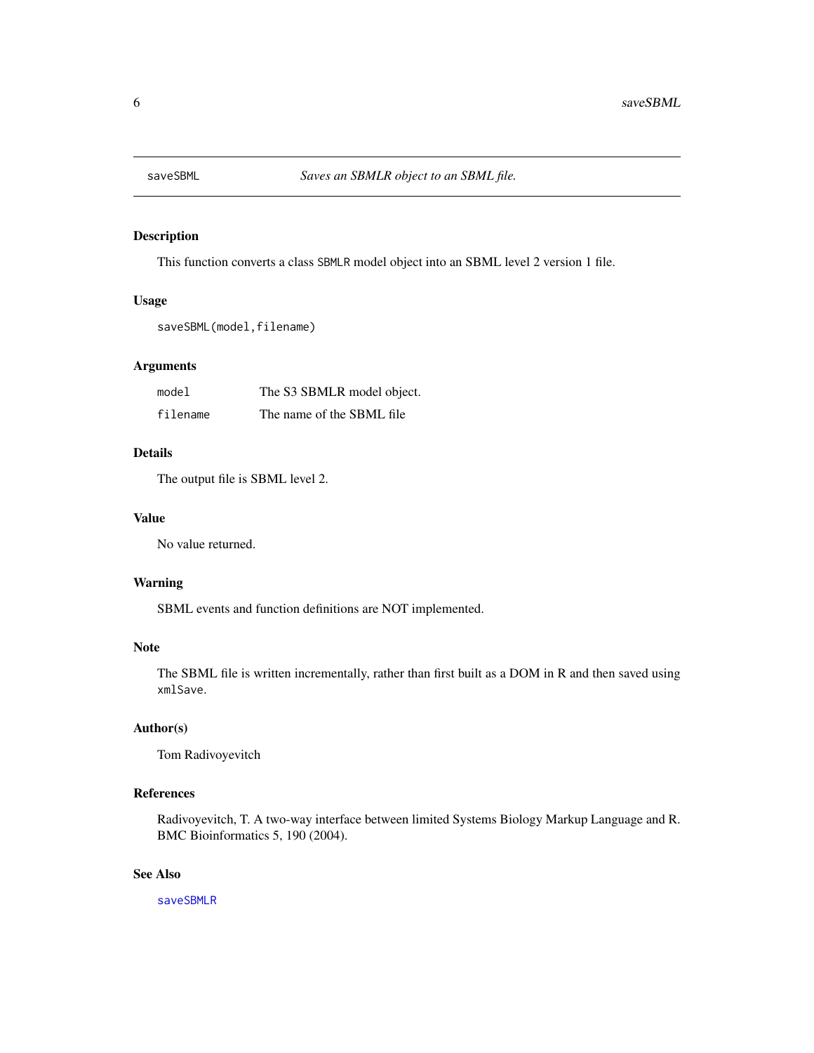# saveSBML — *Saves an SBMLR object to an SBML file.*

## Description

This function converts a class `SBMLR` model object into an SBML level 2 version 1 file.

## Usage

```
saveSBML(model,filename)
```

## Arguments

| | |
|---|---|
| `model` | The S3 SBMLR model object. |
| `filename` | The name of the SBML file |

## Details

The output file is SBML level 2.

## Value

No value returned.

## Warning

SBML events and function definitions are NOT implemented.

## Note

The SBML file is written incrementally, rather than first built as a DOM in R and then saved using `xmlSave`.

## Author(s)

Tom Radivoyevitch

## References

Radivoyevitch, T. A two-way interface between limited Systems Biology Markup Language and R. BMC Bioinformatics 5, 190 (2004).

## See Also

`saveSBMLR`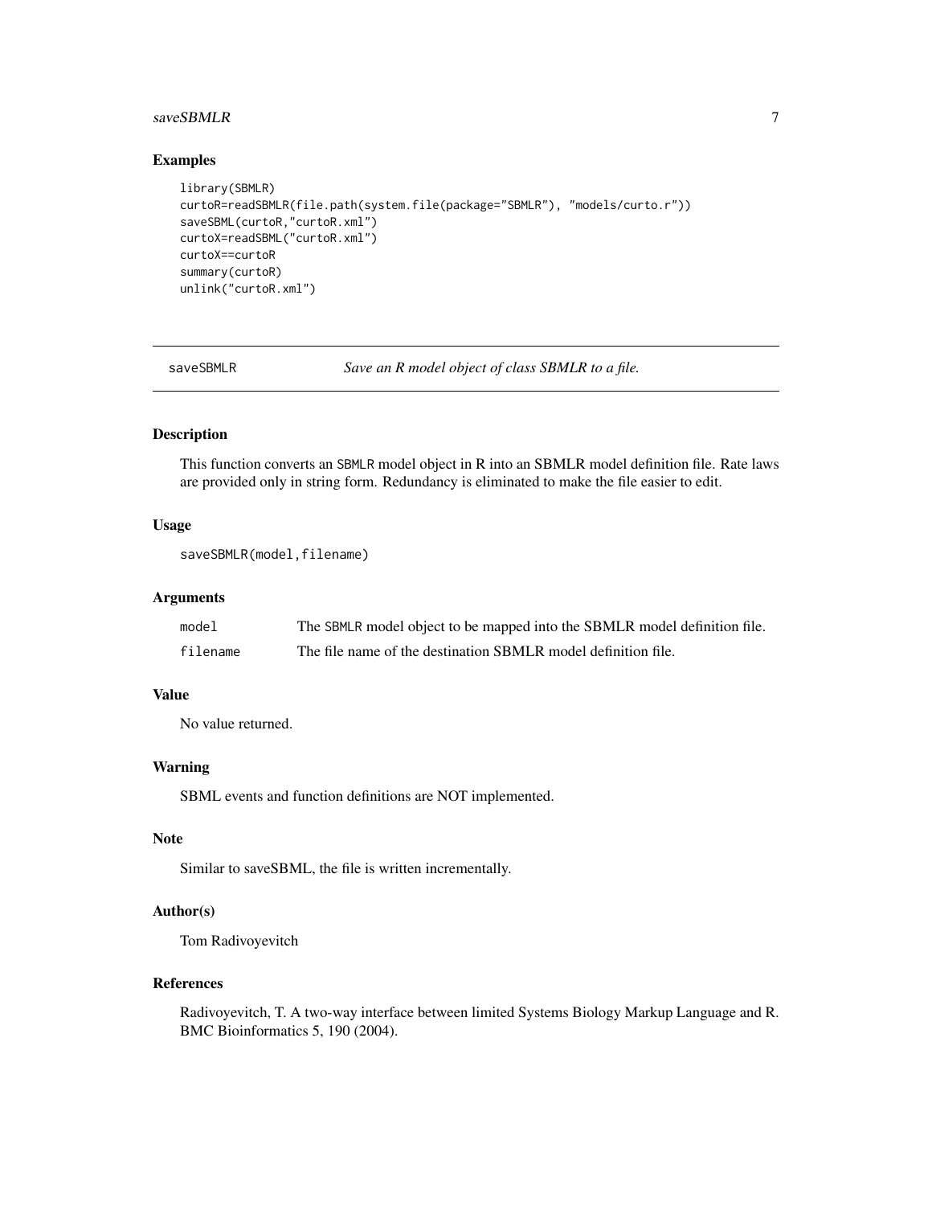## Examples

```
library(SBMLR)
curtoR=readSBMLR(file.path(system.file(package="SBMLR"), "models/curto.r"))
saveSBML(curtoR,"curtoR.xml")
curtoX=readSBML("curtoR.xml")
curtoX==curtoR
summary(curtoR)
unlink("curtoR.xml")
```

---

# saveSBMLR — *Save an R model object of class SBMLR to a file.*

---

## Description

This function converts an SBMLR model object in R into an SBMLR model definition file. Rate laws are provided only in string form. Redundancy is eliminated to make the file easier to edit.

## Usage

```
saveSBMLR(model,filename)
```

## Arguments

| | |
|---|---|
| model | The SBMLR model object to be mapped into the SBMLR model definition file. |
| filename | The file name of the destination SBMLR model definition file. |

## Value

No value returned.

## Warning

SBML events and function definitions are NOT implemented.

## Note

Similar to saveSBML, the file is written incrementally.

## Author(s)

Tom Radivoyevitch

## References

Radivoyevitch, T. A two-way interface between limited Systems Biology Markup Language and R. BMC Bioinformatics 5, 190 (2004).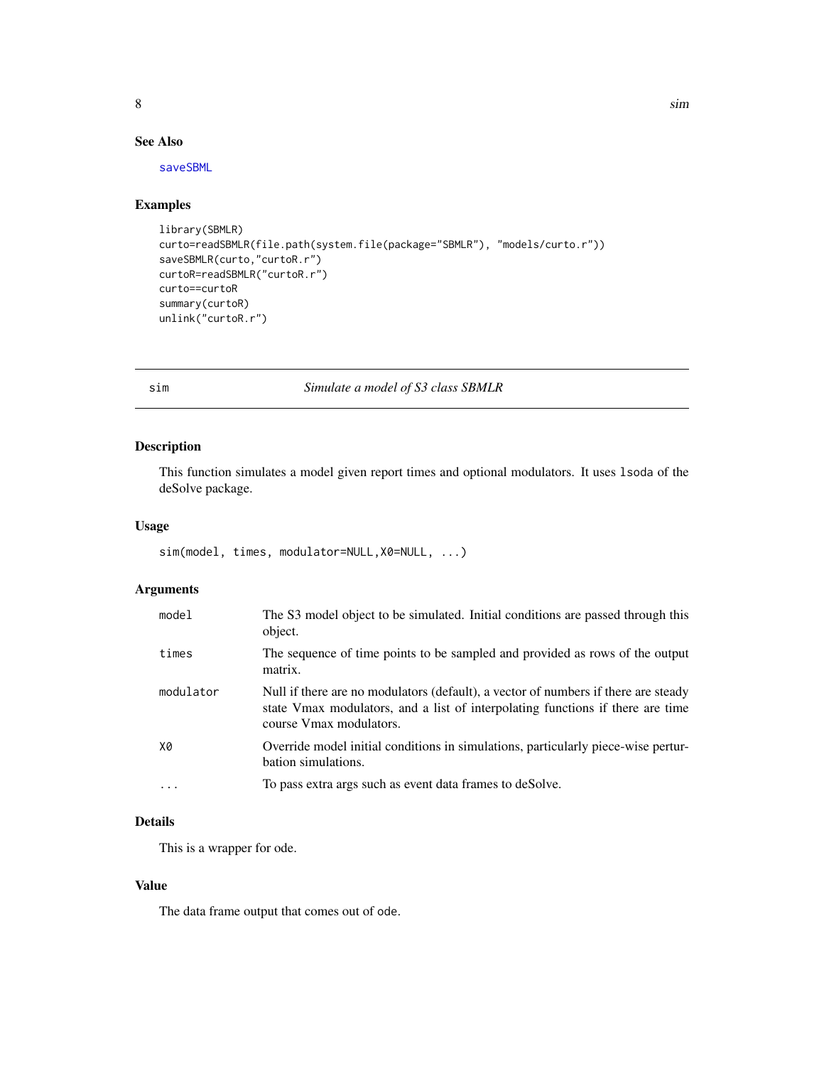### See Also

saveSBML

### Examples

```
library(SBMLR)
curto=readSBMLR(file.path(system.file(package="SBMLR"), "models/curto.r"))
saveSBMLR(curto,"curtoR.r")
curtoR=readSBMLR("curtoR.r")
curto==curtoR
summary(curtoR)
unlink("curtoR.r")
```

---

## sim — *Simulate a model of S3 class SBMLR*

### Description

This function simulates a model given report times and optional modulators. It uses `lsoda` of the deSolve package.

### Usage

```
sim(model, times, modulator=NULL,X0=NULL, ...)
```

### Arguments

| | |
|---|---|
| `model` | The S3 model object to be simulated. Initial conditions are passed through this object. |
| `times` | The sequence of time points to be sampled and provided as rows of the output matrix. |
| `modulator` | Null if there are no modulators (default), a vector of numbers if there are steady state Vmax modulators, and a list of interpolating functions if there are time course Vmax modulators. |
| `X0` | Override model initial conditions in simulations, particularly piece-wise perturbation simulations. |
| `...` | To pass extra args such as event data frames to deSolve. |

### Details

This is a wrapper for ode.

### Value

The data frame output that comes out of `ode`.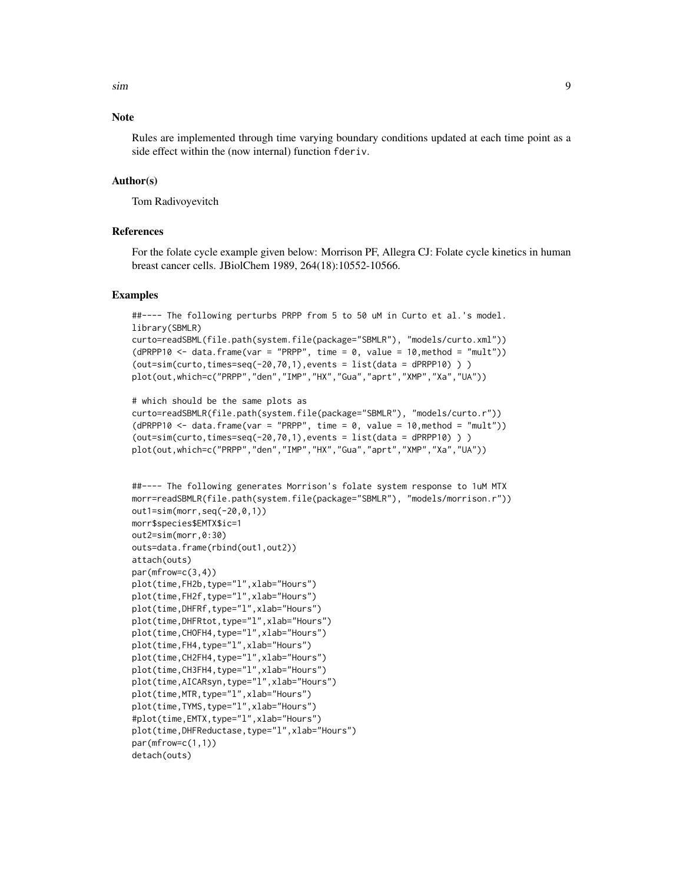## Note

Rules are implemented through time varying boundary conditions updated at each time point as a side effect within the (now internal) function `fderiv`.

## Author(s)

Tom Radivoyevitch

## References

For the folate cycle example given below: Morrison PF, Allegra CJ: Folate cycle kinetics in human breast cancer cells. JBiolChem 1989, 264(18):10552-10566.

## Examples

```
##---- The following perturbs PRPP from 5 to 50 uM in Curto et al.'s model.
library(SBMLR)
curto=readSBML(file.path(system.file(package="SBMLR"), "models/curto.xml"))
(dPRPP10 <- data.frame(var = "PRPP", time = 0, value = 10,method = "mult"))
(out=sim(curto,times=seq(-20,70,1),events = list(data = dPRPP10) ) )
plot(out,which=c("PRPP","den","IMP","HX","Gua","aprt","XMP","Xa","UA"))

# which should be the same plots as
curto=readSBMLR(file.path(system.file(package="SBMLR"), "models/curto.r"))
(dPRPP10 <- data.frame(var = "PRPP", time = 0, value = 10,method = "mult"))
(out=sim(curto,times=seq(-20,70,1),events = list(data = dPRPP10) ) )
plot(out,which=c("PRPP","den","IMP","HX","Gua","aprt","XMP","Xa","UA"))


##---- The following generates Morrison's folate system response to 1uM MTX
morr=readSBMLR(file.path(system.file(package="SBMLR"), "models/morrison.r"))
out1=sim(morr,seq(-20,0,1))
morr$species$EMTX$ic=1
out2=sim(morr,0:30)
outs=data.frame(rbind(out1,out2))
attach(outs)
par(mfrow=c(3,4))
plot(time,FH2b,type="l",xlab="Hours")
plot(time,FH2f,type="l",xlab="Hours")
plot(time,DHFRf,type="l",xlab="Hours")
plot(time,DHFRtot,type="l",xlab="Hours")
plot(time,CHOFH4,type="l",xlab="Hours")
plot(time,FH4,type="l",xlab="Hours")
plot(time,CH2FH4,type="l",xlab="Hours")
plot(time,CH3FH4,type="l",xlab="Hours")
plot(time,AICARsyn,type="l",xlab="Hours")
plot(time,MTR,type="l",xlab="Hours")
plot(time,TYMS,type="l",xlab="Hours")
#plot(time,EMTX,type="l",xlab="Hours")
plot(time,DHFReductase,type="l",xlab="Hours")
par(mfrow=c(1,1))
detach(outs)
```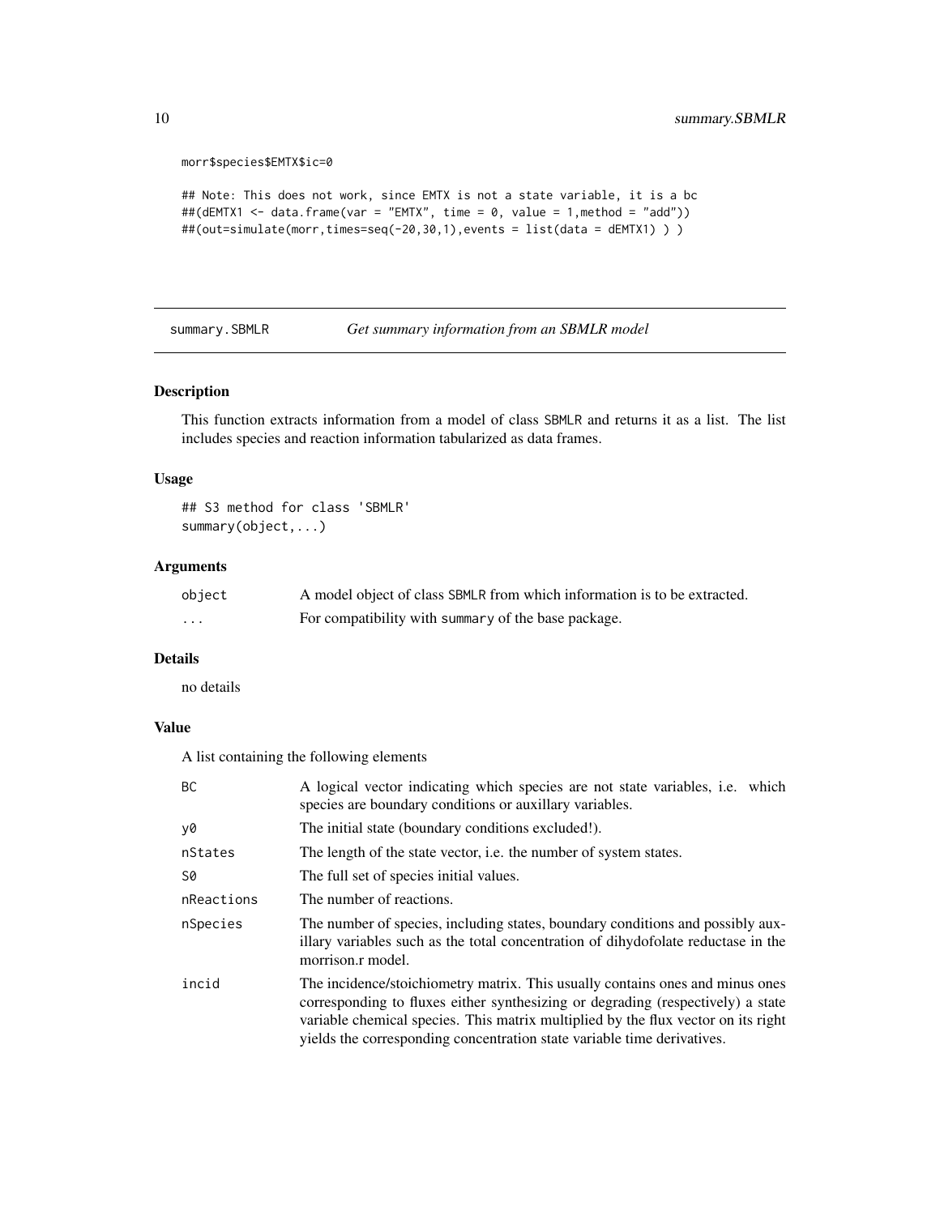```
morr$species$EMTX$ic=0

## Note: This does not work, since EMTX is not a state variable, it is a bc
##(dEMTX1 <- data.frame(var = "EMTX", time = 0, value = 1,method = "add"))
##(out=simulate(morr,times=seq(-20,30,1),events = list(data = dEMTX1) ) )
```

---

## summary.SBMLR *Get summary information from an SBMLR model*

### Description

This function extracts information from a model of class SBMLR and returns it as a list. The list includes species and reaction information tabularized as data frames.

### Usage

```
## S3 method for class 'SBMLR'
summary(object,...)
```

### Arguments

| | |
|---|---|
| object | A model object of class SBMLR from which information is to be extracted. |
| ... | For compatibility with summary of the base package. |

### Details

no details

### Value

A list containing the following elements

| | |
|---|---|
| BC | A logical vector indicating which species are not state variables, i.e. which species are boundary conditions or auxillary variables. |
| y0 | The initial state (boundary conditions excluded!). |
| nStates | The length of the state vector, i.e. the number of system states. |
| S0 | The full set of species initial values. |
| nReactions | The number of reactions. |
| nSpecies | The number of species, including states, boundary conditions and possibly auxillary variables such as the total concentration of dihydofolate reductase in the morrison.r model. |
| incid | The incidence/stoichiometry matrix. This usually contains ones and minus ones corresponding to fluxes either synthesizing or degrading (respectively) a state variable chemical species. This matrix multiplied by the flux vector on its right yields the corresponding concentration state variable time derivatives. |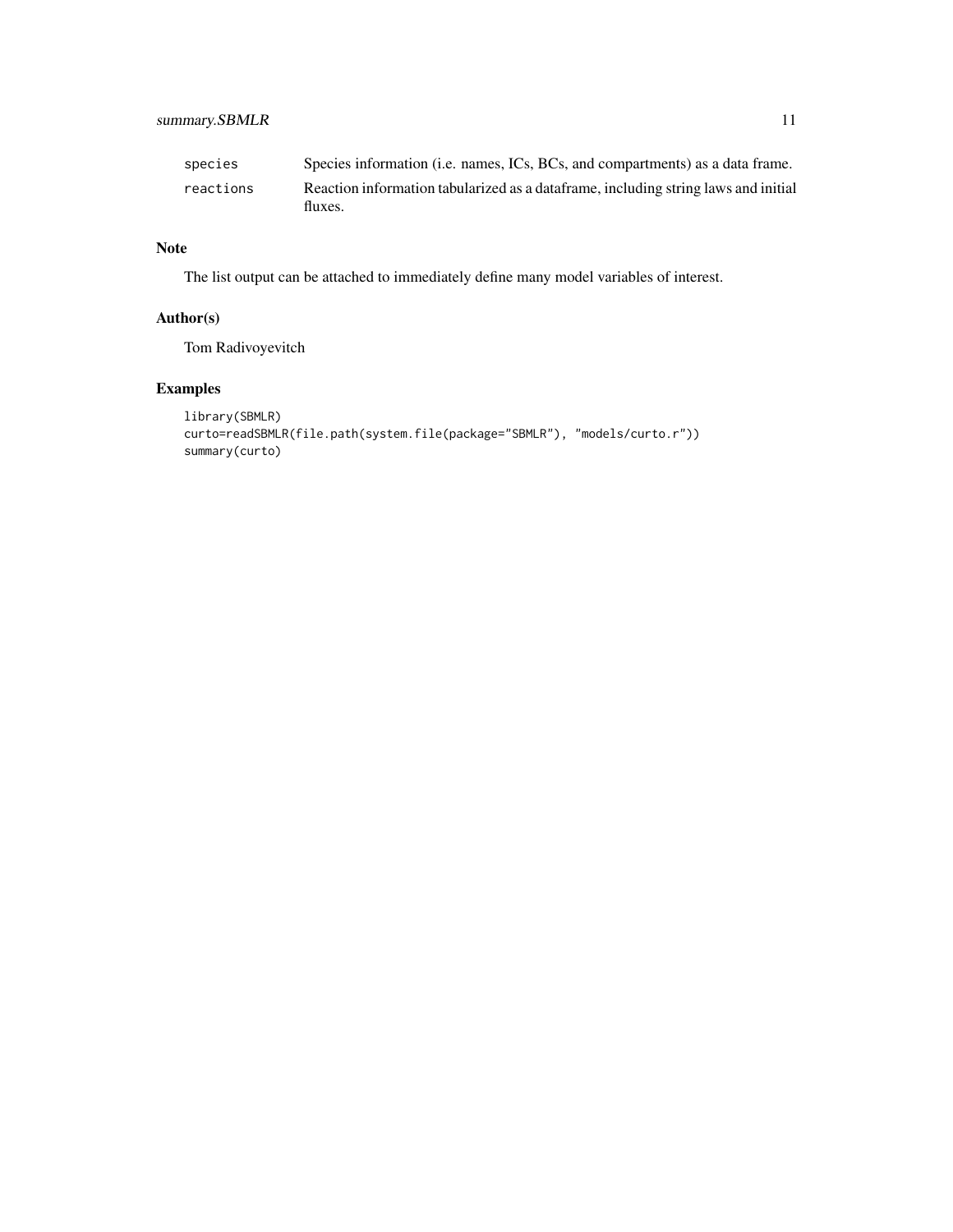| | |
|---|---|
| `species` | Species information (i.e. names, ICs, BCs, and compartments) as a data frame. |
| `reactions` | Reaction information tabularized as a dataframe, including string laws and initial fluxes. |

## Note

The list output can be attached to immediately define many model variables of interest.

## Author(s)

Tom Radivoyevitch

## Examples

```
library(SBMLR)
curto=readSBMLR(file.path(system.file(package="SBMLR"), "models/curto.r"))
summary(curto)
```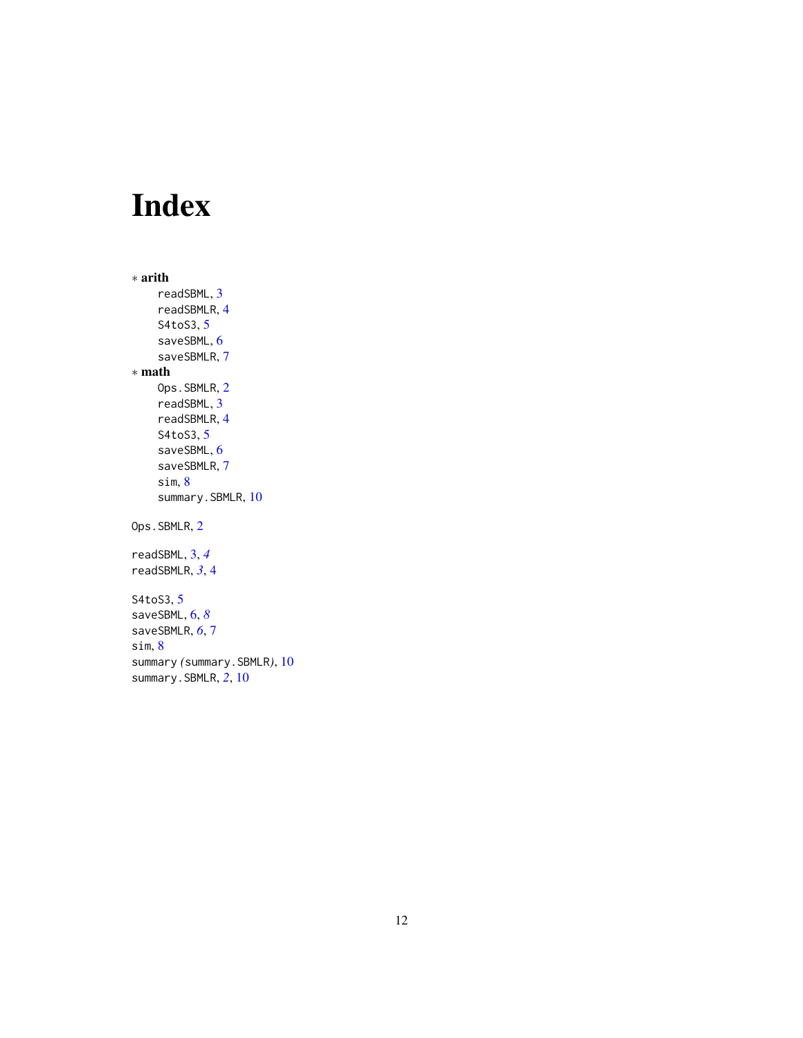# Index

∗ **arith**
    readSBML, 3
    readSBMLR, 4
    S4toS3, 5
    saveSBML, 6
    saveSBMLR, 7

∗ **math**
    Ops.SBMLR, 2
    readSBML, 3
    readSBMLR, 4
    S4toS3, 5
    saveSBML, 6
    saveSBMLR, 7
    sim, 8
    summary.SBMLR, 10

Ops.SBMLR, 2

readSBML, 3, *4*
readSBMLR, *3*, 4

S4toS3, 5
saveSBML, 6, *8*
saveSBMLR, *6*, 7
sim, 8
summary *(*summary.SBMLR*)*, 10
summary.SBMLR, *2*, 10